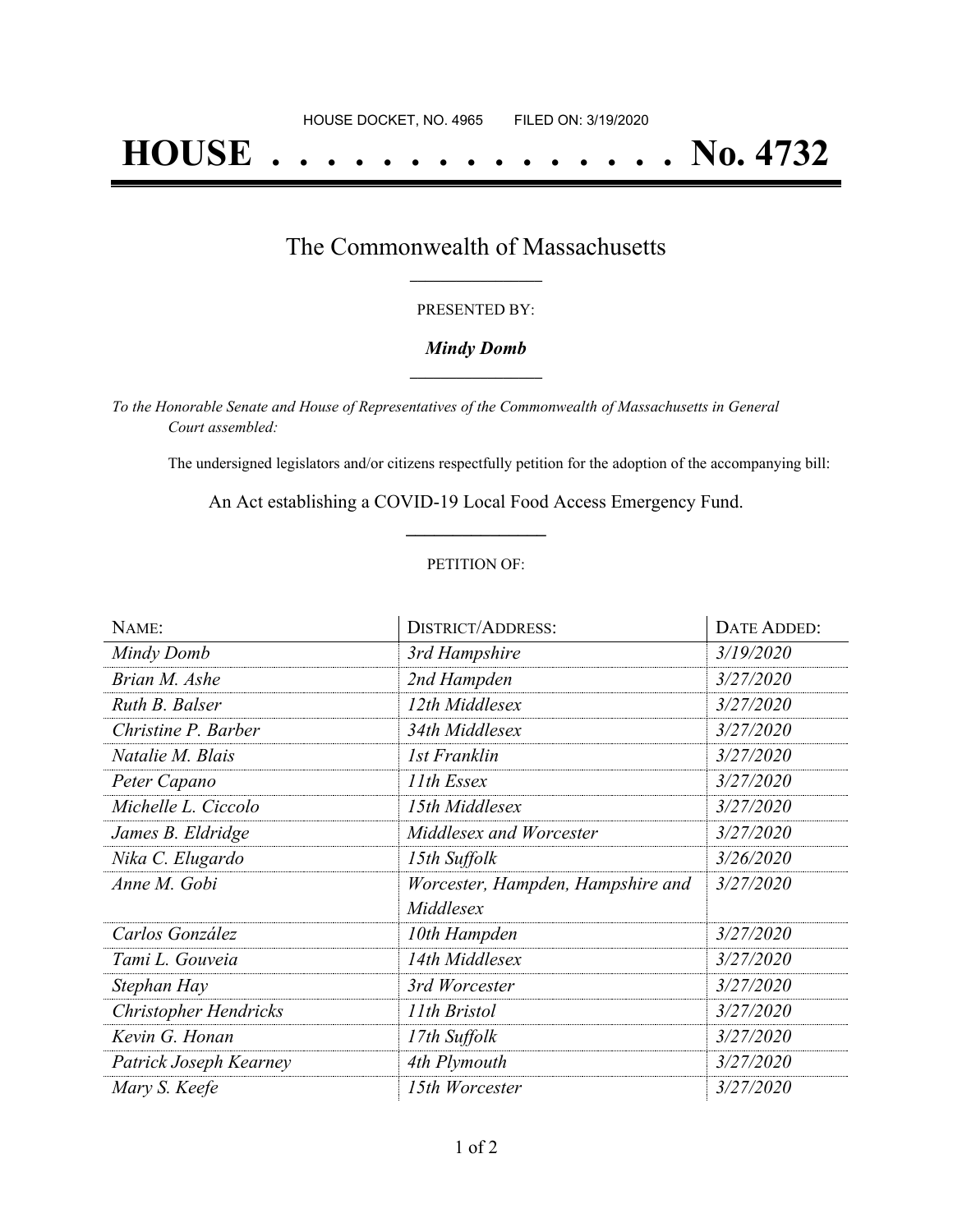HOUSE DOCKET, NO. 4965 FILED ON: 3/19/2020

# HOUSE . . . . . . . . . . . . . . . No. 4732

## The Commonwealth of Massachusetts

PRESENTED BY:

***Mindy Domb***

*To the Honorable Senate and House of Representatives of the Commonwealth of Massachusetts in General Court assembled:*

The undersigned legislators and/or citizens respectfully petition for the adoption of the accompanying bill:

An Act establishing a COVID-19 Local Food Access Emergency Fund.

PETITION OF:

| NAME: | DISTRICT/ADDRESS: | DATE ADDED: |
|---|---|---|
| *Mindy Domb* | *3rd Hampshire* | *3/19/2020* |
| *Brian M. Ashe* | *2nd Hampden* | *3/27/2020* |
| *Ruth B. Balser* | *12th Middlesex* | *3/27/2020* |
| *Christine P. Barber* | *34th Middlesex* | *3/27/2020* |
| *Natalie M. Blais* | *1st Franklin* | *3/27/2020* |
| *Peter Capano* | *11th Essex* | *3/27/2020* |
| *Michelle L. Ciccolo* | *15th Middlesex* | *3/27/2020* |
| *James B. Eldridge* | *Middlesex and Worcester* | *3/27/2020* |
| *Nika C. Elugardo* | *15th Suffolk* | *3/26/2020* |
| *Anne M. Gobi* | *Worcester, Hampden, Hampshire and Middlesex* | *3/27/2020* |
| *Carlos González* | *10th Hampden* | *3/27/2020* |
| *Tami L. Gouveia* | *14th Middlesex* | *3/27/2020* |
| *Stephan Hay* | *3rd Worcester* | *3/27/2020* |
| *Christopher Hendricks* | *11th Bristol* | *3/27/2020* |
| *Kevin G. Honan* | *17th Suffolk* | *3/27/2020* |
| *Patrick Joseph Kearney* | *4th Plymouth* | *3/27/2020* |
| *Mary S. Keefe* | *15th Worcester* | *3/27/2020* |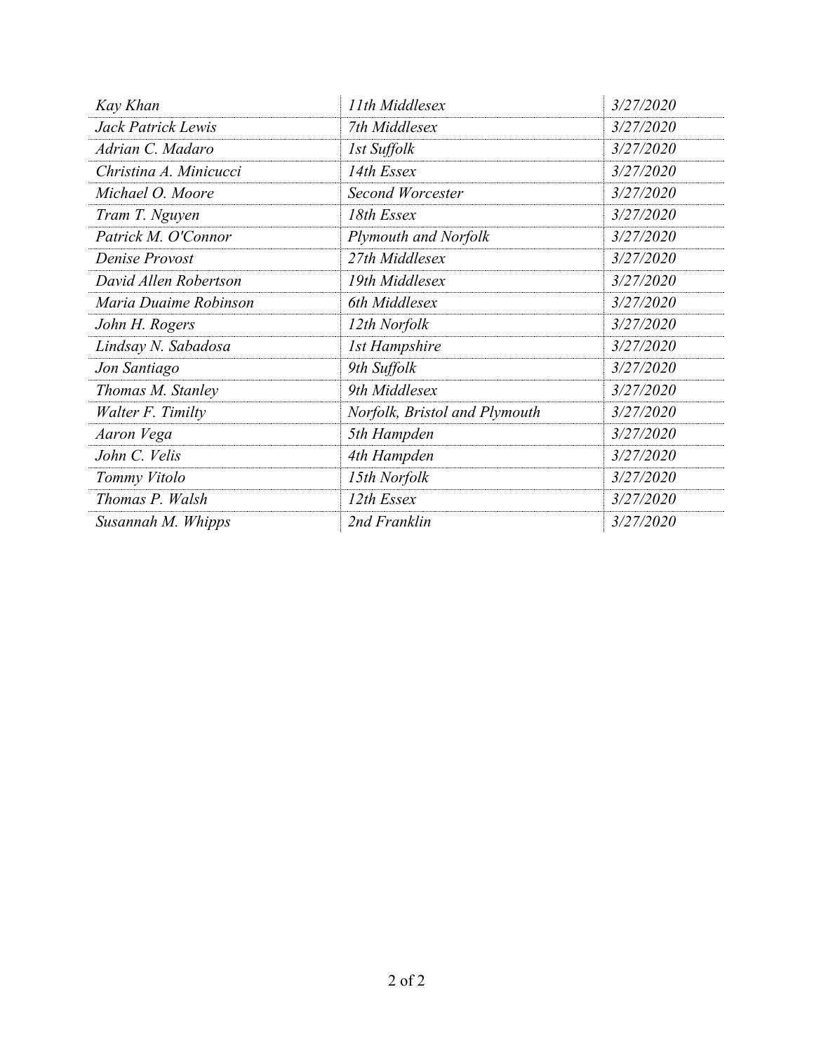| | | |
|---|---|---|
| *Kay Khan* | *11th Middlesex* | *3/27/2020* |
| *Jack Patrick Lewis* | *7th Middlesex* | *3/27/2020* |
| *Adrian C. Madaro* | *1st Suffolk* | *3/27/2020* |
| *Christina A. Minicucci* | *14th Essex* | *3/27/2020* |
| *Michael O. Moore* | *Second Worcester* | *3/27/2020* |
| *Tram T. Nguyen* | *18th Essex* | *3/27/2020* |
| *Patrick M. O'Connor* | *Plymouth and Norfolk* | *3/27/2020* |
| *Denise Provost* | *27th Middlesex* | *3/27/2020* |
| *David Allen Robertson* | *19th Middlesex* | *3/27/2020* |
| *Maria Duaime Robinson* | *6th Middlesex* | *3/27/2020* |
| *John H. Rogers* | *12th Norfolk* | *3/27/2020* |
| *Lindsay N. Sabadosa* | *1st Hampshire* | *3/27/2020* |
| *Jon Santiago* | *9th Suffolk* | *3/27/2020* |
| *Thomas M. Stanley* | *9th Middlesex* | *3/27/2020* |
| *Walter F. Timilty* | *Norfolk, Bristol and Plymouth* | *3/27/2020* |
| *Aaron Vega* | *5th Hampden* | *3/27/2020* |
| *John C. Velis* | *4th Hampden* | *3/27/2020* |
| *Tommy Vitolo* | *15th Norfolk* | *3/27/2020* |
| *Thomas P. Walsh* | *12th Essex* | *3/27/2020* |
| *Susannah M. Whipps* | *2nd Franklin* | *3/27/2020* |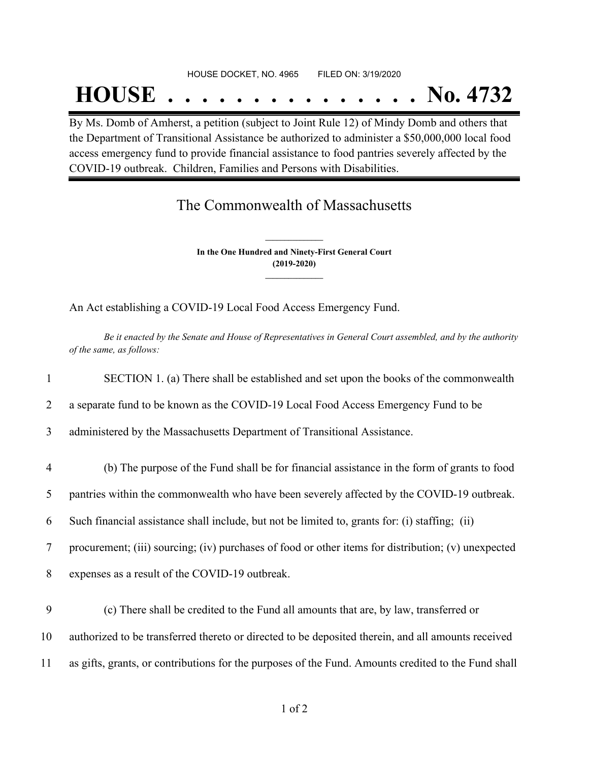HOUSE DOCKET, NO. 4965 FILED ON: 3/19/2020

# HOUSE . . . . . . . . . . . . . . . No. 4732

By Ms. Domb of Amherst, a petition (subject to Joint Rule 12) of Mindy Domb and others that the Department of Transitional Assistance be authorized to administer a $50,000,000 local food access emergency fund to provide financial assistance to food pantries severely affected by the COVID-19 outbreak. Children, Families and Persons with Disabilities.

## The Commonwealth of Massachusetts

**In the One Hundred and Ninety-First General Court**
**(2019-2020)**

An Act establishing a COVID-19 Local Food Access Emergency Fund.

*Be it enacted by the Senate and House of Representatives in General Court assembled, and by the authority of the same, as follows:*

1 SECTION 1. (a) There shall be established and set upon the books of the commonwealth
2 a separate fund to be known as the COVID-19 Local Food Access Emergency Fund to be
3 administered by the Massachusetts Department of Transitional Assistance.

4 (b) The purpose of the Fund shall be for financial assistance in the form of grants to food
5 pantries within the commonwealth who have been severely affected by the COVID-19 outbreak.
6 Such financial assistance shall include, but not be limited to, grants for: (i) staffing; (ii)
7 procurement; (iii) sourcing; (iv) purchases of food or other items for distribution; (v) unexpected
8 expenses as a result of the COVID-19 outbreak.

9 (c) There shall be credited to the Fund all amounts that are, by law, transferred or
10 authorized to be transferred thereto or directed to be deposited therein, and all amounts received
11 as gifts, grants, or contributions for the purposes of the Fund. Amounts credited to the Fund shall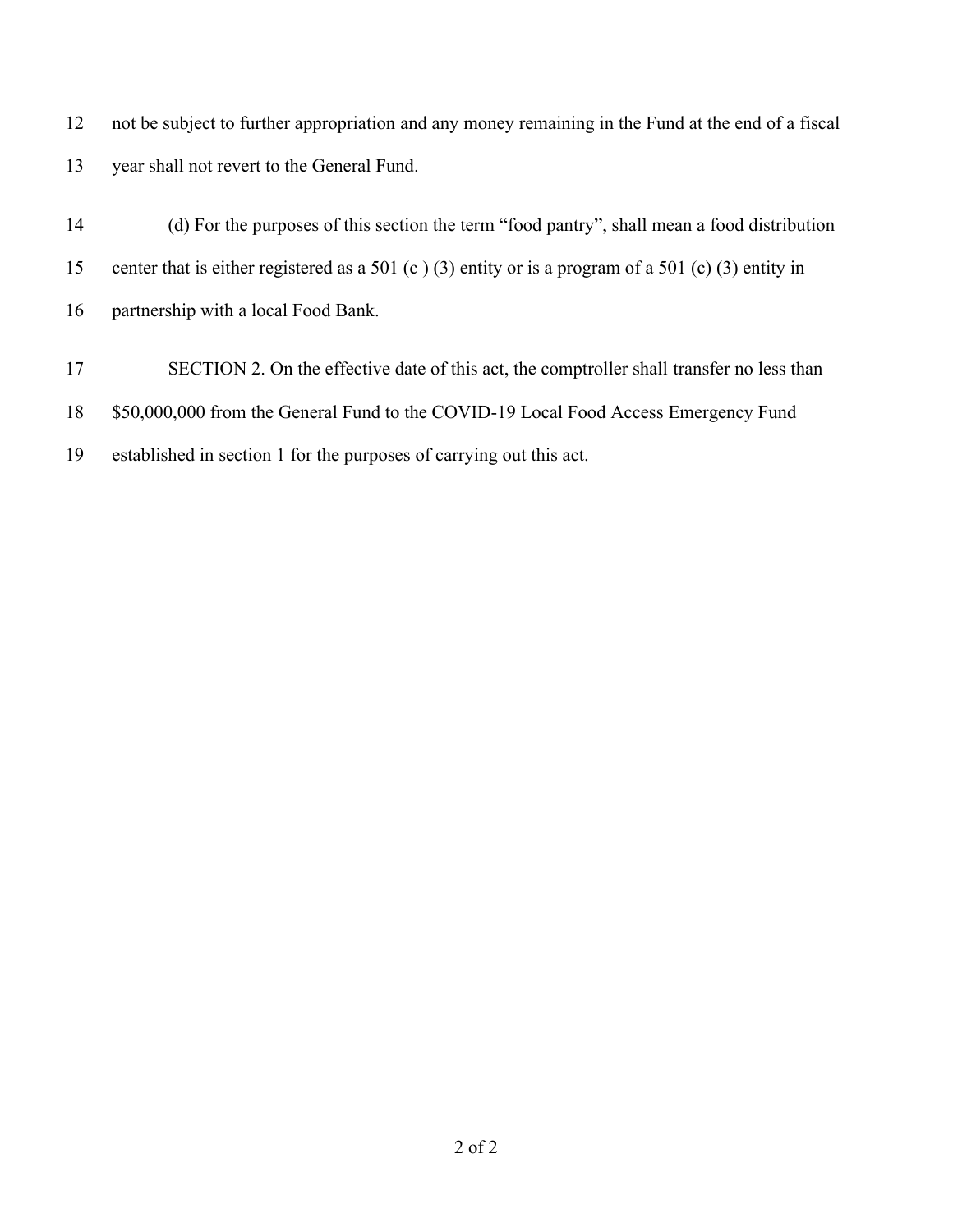not be subject to further appropriation and any money remaining in the Fund at the end of a fiscal year shall not revert to the General Fund.

(d) For the purposes of this section the term "food pantry", shall mean a food distribution center that is either registered as a 501 (c ) (3) entity or is a program of a 501 (c) (3) entity in partnership with a local Food Bank.

SECTION 2. On the effective date of this act, the comptroller shall transfer no less than $50,000,000 from the General Fund to the COVID-19 Local Food Access Emergency Fund established in section 1 for the purposes of carrying out this act.